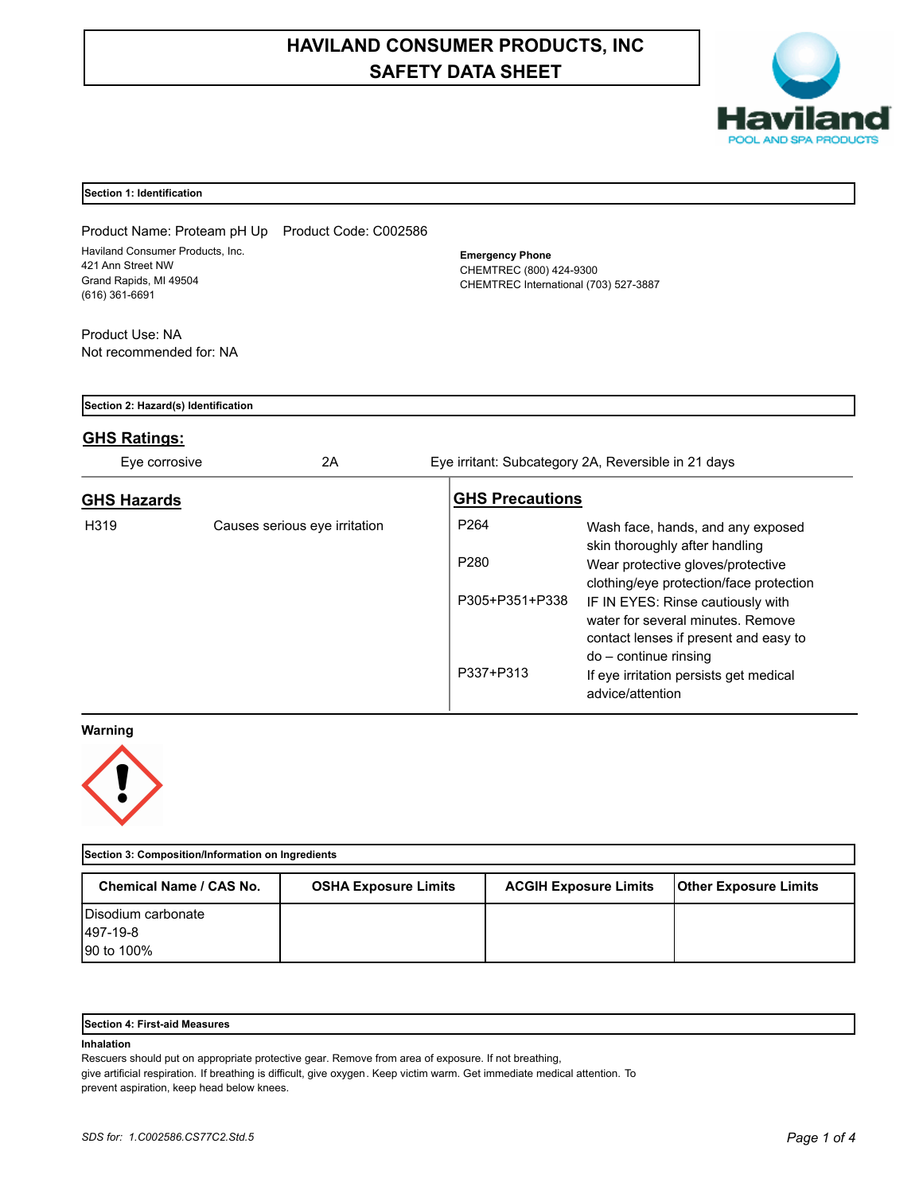# HAVILAND CONSUMER PRODUCTS, INC
# SAFETY DATA SHEET

Haviland
POOL AND SPA PRODUCTS

## Section 1: Identification

Product Name: Proteam pH Up    Product Code: C002586

Haviland Consumer Products, Inc.
421 Ann Street NW
Grand Rapids, MI 49504
(616) 361-6691

**Emergency Phone**
CHEMTREC (800) 424-9300
CHEMTREC International (703) 527-3887

Product Use: NA
Not recommended for: NA

## Section 2: Hazard(s) Identification

### GHS Ratings:

| | | |
|---|---|---|
| Eye corrosive | 2A | Eye irritant: Subcategory 2A, Reversible in 21 days |

### GHS Hazards

| | |
|---|---|
| H319 | Causes serious eye irritation |

### GHS Precautions

| | |
|---|---|
| P264 | Wash face, hands, and any exposed skin thoroughly after handling |
| P280 | Wear protective gloves/protective clothing/eye protection/face protection |
| P305+P351+P338 | IF IN EYES: Rinse cautiously with water for several minutes. Remove contact lenses if present and easy to do – continue rinsing |
| P337+P313 | If eye irritation persists get medical advice/attention |

**Warning**

## Section 3: Composition/Information on Ingredients

| Chemical Name / CAS No. | OSHA Exposure Limits | ACGIH Exposure Limits | Other Exposure Limits |
|---|---|---|---|
| Disodium carbonate<br>497-19-8<br>90 to 100% | | | |

## Section 4: First-aid Measures

**Inhalation**

Rescuers should put on appropriate protective gear. Remove from area of exposure. If not breathing, give artificial respiration. If breathing is difficult, give oxygen. Keep victim warm. Get immediate medical attention. To prevent aspiration, keep head below knees.

*SDS for: 1.C002586.CS77C2.Std.5*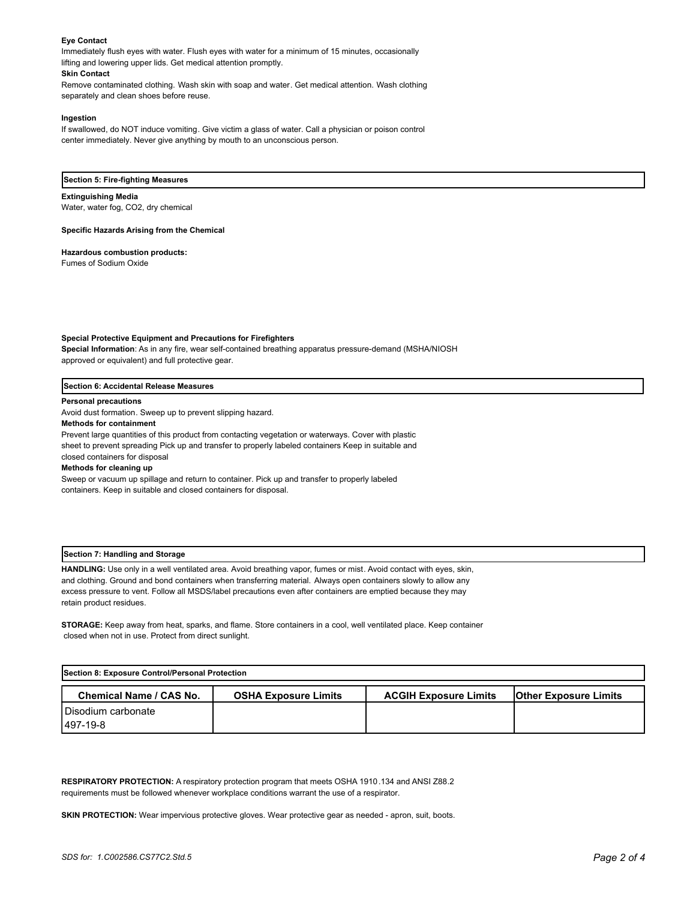**Eye Contact**

Immediately flush eyes with water. Flush eyes with water for a minimum of 15 minutes, occasionally lifting and lowering upper lids. Get medical attention promptly.

**Skin Contact**

Remove contaminated clothing. Wash skin with soap and water. Get medical attention. Wash clothing separately and clean shoes before reuse.

**Ingestion**

If swallowed, do NOT induce vomiting. Give victim a glass of water. Call a physician or poison control center immediately. Never give anything by mouth to an unconscious person.

## Section 5: Fire-fighting Measures

**Extinguishing Media**

Water, water fog, $CO_2$, dry chemical

**Specific Hazards Arising from the Chemical**

**Hazardous combustion products:**

Fumes of Sodium Oxide

**Special Protective Equipment and Precautions for Firefighters**

**Special Information**: As in any fire, wear self-contained breathing apparatus pressure-demand (MSHA/NIOSH approved or equivalent) and full protective gear.

## Section 6: Accidental Release Measures

**Personal precautions**

Avoid dust formation. Sweep up to prevent slipping hazard.

**Methods for containment**

Prevent large quantities of this product from contacting vegetation or waterways. Cover with plastic sheet to prevent spreading Pick up and transfer to properly labeled containers Keep in suitable and closed containers for disposal

**Methods for cleaning up**

Sweep or vacuum up spillage and return to container. Pick up and transfer to properly labeled containers. Keep in suitable and closed containers for disposal.

## Section 7: Handling and Storage

**HANDLING:** Use only in a well ventilated area. Avoid breathing vapor, fumes or mist. Avoid contact with eyes, skin, and clothing. Ground and bond containers when transferring material. Always open containers slowly to allow any excess pressure to vent. Follow all MSDS/label precautions even after containers are emptied because they may retain product residues.

**STORAGE:** Keep away from heat, sparks, and flame. Store containers in a cool, well ventilated place. Keep container closed when not in use. Protect from direct sunlight.

## Section 8: Exposure Control/Personal Protection

| Chemical Name / CAS No. | OSHA Exposure Limits | ACGIH Exposure Limits | Other Exposure Limits |
|---|---|---|---|
| Disodium carbonate<br>497-19-8 | | | |

**RESPIRATORY PROTECTION:** A respiratory protection program that meets OSHA 1910.134 and ANSI Z88.2 requirements must be followed whenever workplace conditions warrant the use of a respirator.

**SKIN PROTECTION:** Wear impervious protective gloves. Wear protective gear as needed - apron, suit, boots.

*SDS for: 1.C002586.CS77C2.Std.5*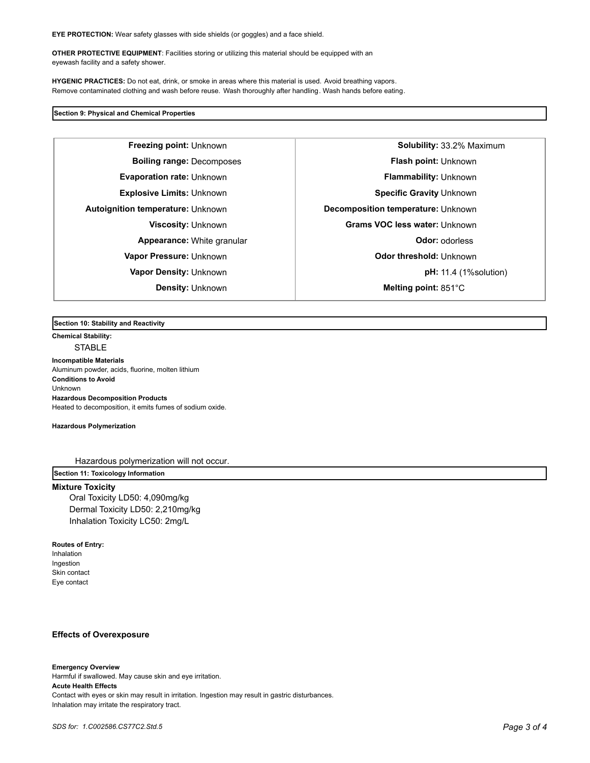**EYE PROTECTION:** Wear safety glasses with side shields (or goggles) and a face shield.

**OTHER PROTECTIVE EQUIPMENT**: Facilities storing or utilizing this material should be equipped with an eyewash facility and a safety shower.

**HYGENIC PRACTICES:** Do not eat, drink, or smoke in areas where this material is used. Avoid breathing vapors. Remove contaminated clothing and wash before reuse. Wash thoroughly after handling. Wash hands before eating.

## Section 9: Physical and Chemical Properties

| | |
|---|---|
| **Freezing point:** Unknown | **Solubility:** 33.2% Maximum |
| **Boiling range:** Decomposes | **Flash point:** Unknown |
| **Evaporation rate:** Unknown | **Flammability:** Unknown |
| **Explosive Limits:** Unknown | **Specific Gravity** Unknown |
| **Autoignition temperature:** Unknown | **Decomposition temperature:** Unknown |
| **Viscosity:** Unknown | **Grams VOC less water:** Unknown |
| **Appearance:** White granular | **Odor:** odorless |
| **Vapor Pressure:** Unknown | **Odor threshold:** Unknown |
| **Vapor Density:** Unknown | **pH:** 11.4 (1%solution) |
| **Density:** Unknown | **Melting point:** 851°C |

## Section 10: Stability and Reactivity

**Chemical Stability:**

STABLE

**Incompatible Materials**
Aluminum powder, acids, fluorine, molten lithium

**Conditions to Avoid**
Unknown

**Hazardous Decomposition Products**
Heated to decomposition, it emits fumes of sodium oxide.

**Hazardous Polymerization**

Hazardous polymerization will not occur.

## Section 11: Toxicology Information

**Mixture Toxicity**

Oral Toxicity LD50: 4,090mg/kg
Dermal Toxicity LD50: 2,210mg/kg
Inhalation Toxicity LC50: 2mg/L

**Routes of Entry:**
Inhalation
Ingestion
Skin contact
Eye contact

**Effects of Overexposure**

**Emergency Overview**
Harmful if swallowed. May cause skin and eye irritation.

**Acute Health Effects**
Contact with eyes or skin may result in irritation. Ingestion may result in gastric disturbances. Inhalation may irritate the respiratory tract.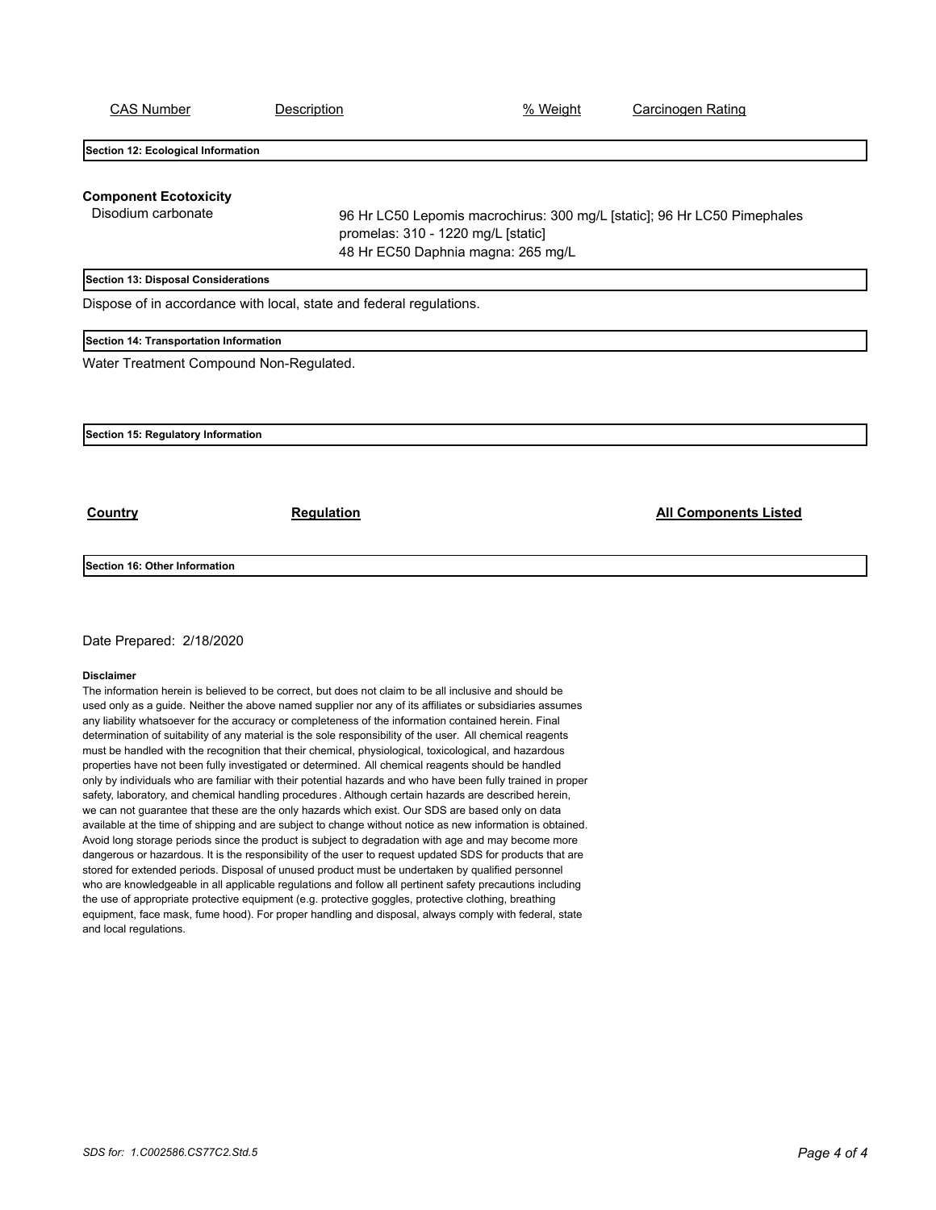| CAS Number | Description | % Weight | Carcinogen Rating |
| --- | --- | --- | --- |

## Section 12: Ecological Information

**Component Ecotoxicity**

| | |
| --- | --- |
| Disodium carbonate | 96 Hr LC50 Lepomis macrochirus: 300 mg/L [static]; 96 Hr LC50 Pimephales promelas: 310 - 1220 mg/L [static]<br>48 Hr EC50 Daphnia magna: 265 mg/L |

## Section 13: Disposal Considerations

Dispose of in accordance with local, state and federal regulations.

## Section 14: Transportation Information

Water Treatment Compound Non-Regulated.

## Section 15: Regulatory Information

| **Country** | **Regulation** | **All Components Listed** |
| --- | --- | --- |

## Section 16: Other Information

Date Prepared: 2/18/2020

**Disclaimer**

The information herein is believed to be correct, but does not claim to be all inclusive and should be used only as a guide. Neither the above named supplier nor any of its affiliates or subsidiaries assumes any liability whatsoever for the accuracy or completeness of the information contained herein. Final determination of suitability of any material is the sole responsibility of the user. All chemical reagents must be handled with the recognition that their chemical, physiological, toxicological, and hazardous properties have not been fully investigated or determined. All chemical reagents should be handled only by individuals who are familiar with their potential hazards and who have been fully trained in proper safety, laboratory, and chemical handling procedures. Although certain hazards are described herein, we can not guarantee that these are the only hazards which exist. Our SDS are based only on data available at the time of shipping and are subject to change without notice as new information is obtained. Avoid long storage periods since the product is subject to degradation with age and may become more dangerous or hazardous. It is the responsibility of the user to request updated SDS for products that are stored for extended periods. Disposal of unused product must be undertaken by qualified personnel who are knowledgeable in all applicable regulations and follow all pertinent safety precautions including the use of appropriate protective equipment (e.g. protective goggles, protective clothing, breathing equipment, face mask, fume hood). For proper handling and disposal, always comply with federal, state and local regulations.

*SDS for: 1.C002586.CS77C2.Std.5*